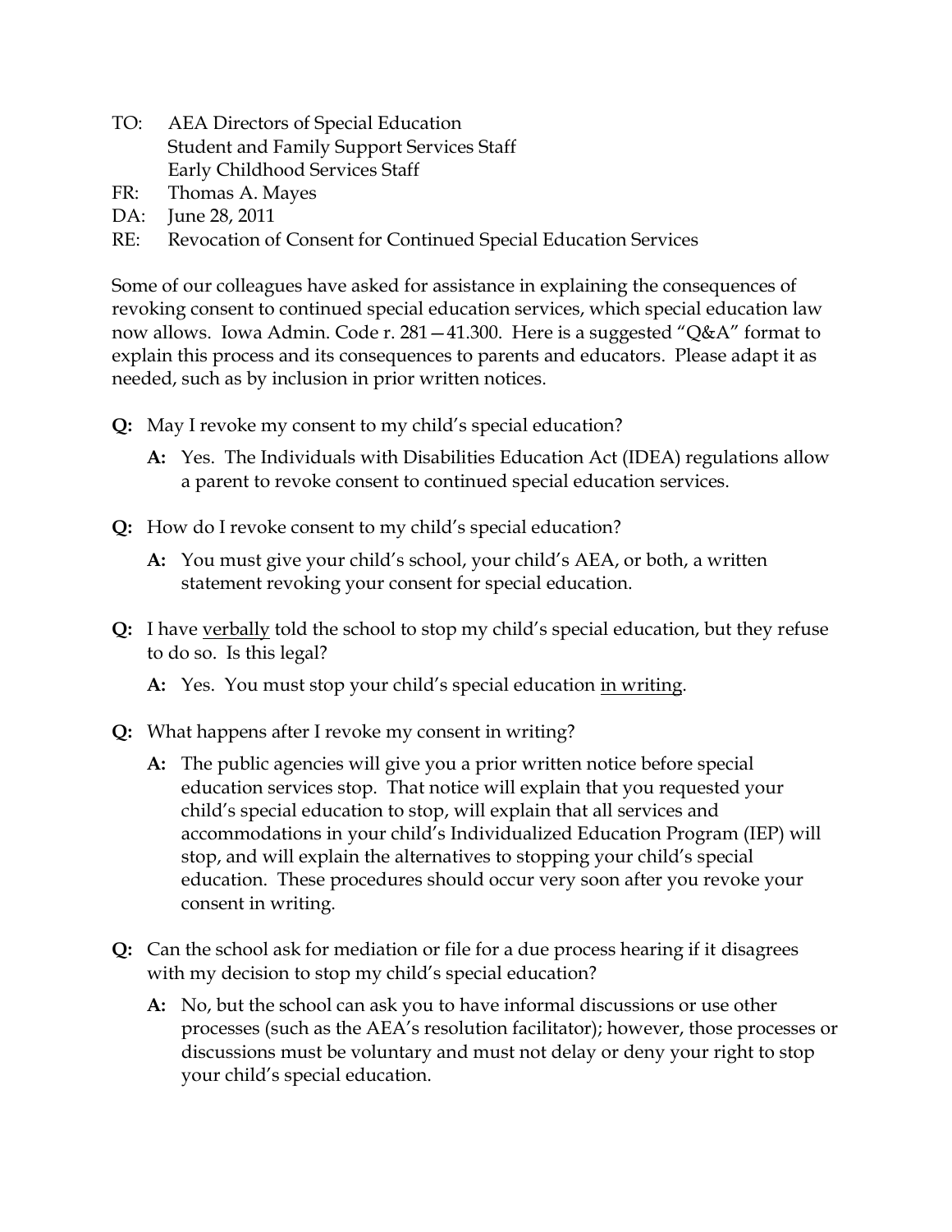TO: AEA Directors of Special Education
Student and Family Support Services Staff
Early Childhood Services Staff
FR: Thomas A. Mayes
DA: June 28, 2011
RE: Revocation of Consent for Continued Special Education Services

Some of our colleagues have asked for assistance in explaining the consequences of revoking consent to continued special education services, which special education law now allows. Iowa Admin. Code r. 281—41.300. Here is a suggested "Q&A" format to explain this process and its consequences to parents and educators. Please adapt it as needed, such as by inclusion in prior written notices.

**Q:** May I revoke my consent to my child's special education?

**A:** Yes. The Individuals with Disabilities Education Act (IDEA) regulations allow a parent to revoke consent to continued special education services.

**Q:** How do I revoke consent to my child's special education?

**A:** You must give your child's school, your child's AEA, or both, a written statement revoking your consent for special education.

**Q:** I have <u>verbally</u> told the school to stop my child's special education, but they refuse to do so. Is this legal?

**A:** Yes. You must stop your child's special education <u>in writing</u>.

**Q:** What happens after I revoke my consent in writing?

**A:** The public agencies will give you a prior written notice before special education services stop. That notice will explain that you requested your child's special education to stop, will explain that all services and accommodations in your child's Individualized Education Program (IEP) will stop, and will explain the alternatives to stopping your child's special education. These procedures should occur very soon after you revoke your consent in writing.

**Q:** Can the school ask for mediation or file for a due process hearing if it disagrees with my decision to stop my child's special education?

**A:** No, but the school can ask you to have informal discussions or use other processes (such as the AEA's resolution facilitator); however, those processes or discussions must be voluntary and must not delay or deny your right to stop your child's special education.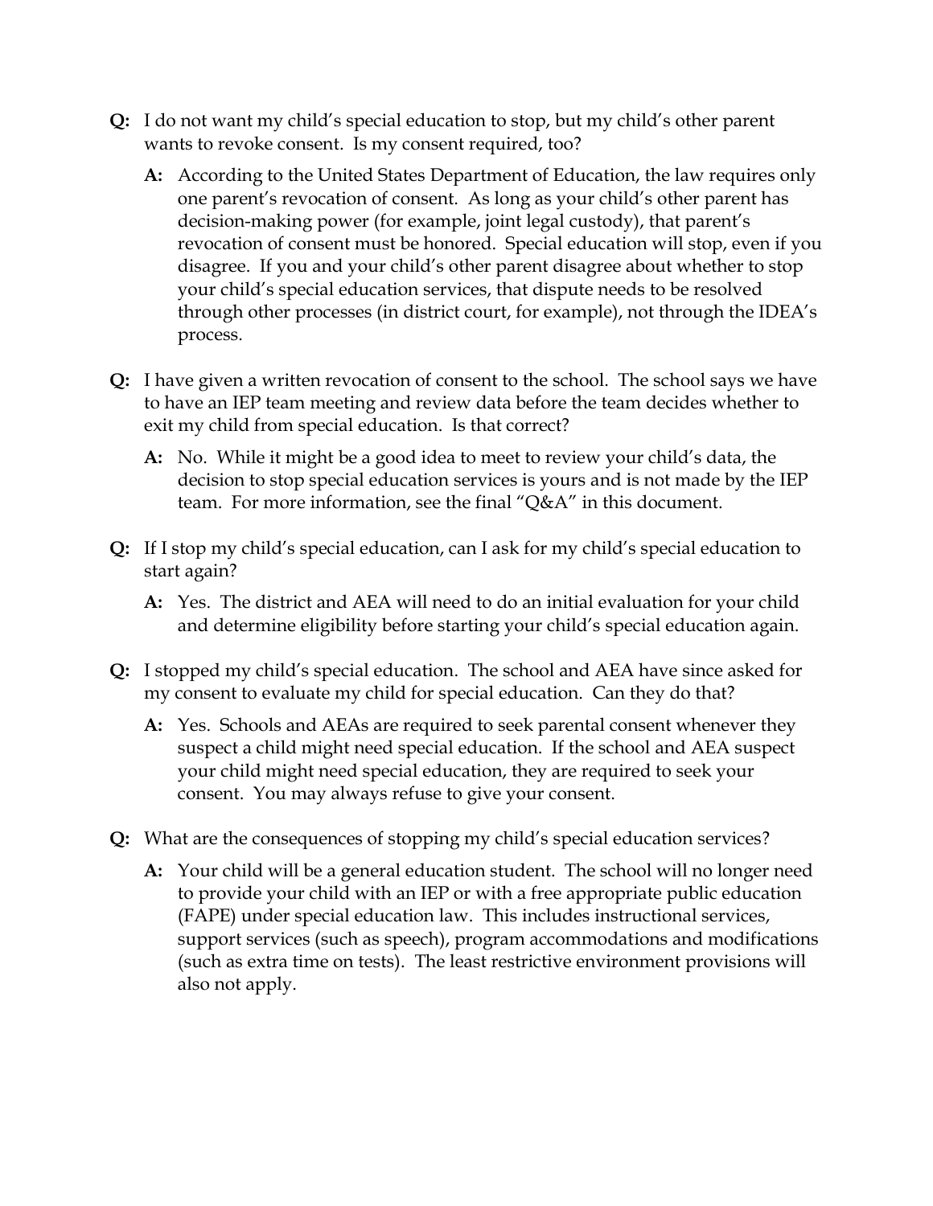**Q:** I do not want my child's special education to stop, but my child's other parent wants to revoke consent. Is my consent required, too?

> **A:** According to the United States Department of Education, the law requires only one parent's revocation of consent. As long as your child's other parent has decision-making power (for example, joint legal custody), that parent's revocation of consent must be honored. Special education will stop, even if you disagree. If you and your child's other parent disagree about whether to stop your child's special education services, that dispute needs to be resolved through other processes (in district court, for example), not through the IDEA's process.

**Q:** I have given a written revocation of consent to the school. The school says we have to have an IEP team meeting and review data before the team decides whether to exit my child from special education. Is that correct?

> **A:** No. While it might be a good idea to meet to review your child's data, the decision to stop special education services is yours and is not made by the IEP team. For more information, see the final "Q&A" in this document.

**Q:** If I stop my child's special education, can I ask for my child's special education to start again?

> **A:** Yes. The district and AEA will need to do an initial evaluation for your child and determine eligibility before starting your child's special education again.

**Q:** I stopped my child's special education. The school and AEA have since asked for my consent to evaluate my child for special education. Can they do that?

> **A:** Yes. Schools and AEAs are required to seek parental consent whenever they suspect a child might need special education. If the school and AEA suspect your child might need special education, they are required to seek your consent. You may always refuse to give your consent.

**Q:** What are the consequences of stopping my child's special education services?

> **A:** Your child will be a general education student. The school will no longer need to provide your child with an IEP or with a free appropriate public education (FAPE) under special education law. This includes instructional services, support services (such as speech), program accommodations and modifications (such as extra time on tests). The least restrictive environment provisions will also not apply.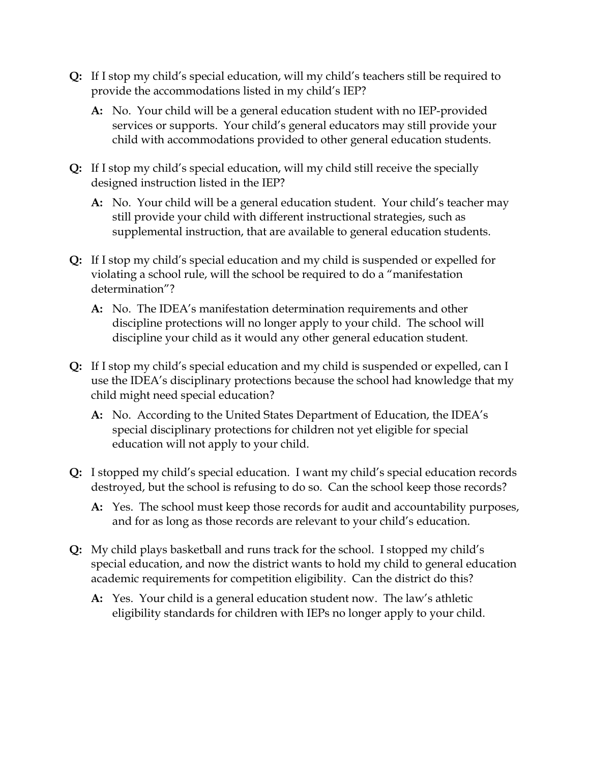**Q:** If I stop my child's special education, will my child's teachers still be required to provide the accommodations listed in my child's IEP?

> **A:** No. Your child will be a general education student with no IEP-provided services or supports. Your child's general educators may still provide your child with accommodations provided to other general education students.

**Q:** If I stop my child's special education, will my child still receive the specially designed instruction listed in the IEP?

> **A:** No. Your child will be a general education student. Your child's teacher may still provide your child with different instructional strategies, such as supplemental instruction, that are available to general education students.

**Q:** If I stop my child's special education and my child is suspended or expelled for violating a school rule, will the school be required to do a "manifestation determination"?

> **A:** No. The IDEA's manifestation determination requirements and other discipline protections will no longer apply to your child. The school will discipline your child as it would any other general education student.

**Q:** If I stop my child's special education and my child is suspended or expelled, can I use the IDEA's disciplinary protections because the school had knowledge that my child might need special education?

> **A:** No. According to the United States Department of Education, the IDEA's special disciplinary protections for children not yet eligible for special education will not apply to your child.

**Q:** I stopped my child's special education. I want my child's special education records destroyed, but the school is refusing to do so. Can the school keep those records?

> **A:** Yes. The school must keep those records for audit and accountability purposes, and for as long as those records are relevant to your child's education.

**Q:** My child plays basketball and runs track for the school. I stopped my child's special education, and now the district wants to hold my child to general education academic requirements for competition eligibility. Can the district do this?

> **A:** Yes. Your child is a general education student now. The law's athletic eligibility standards for children with IEPs no longer apply to your child.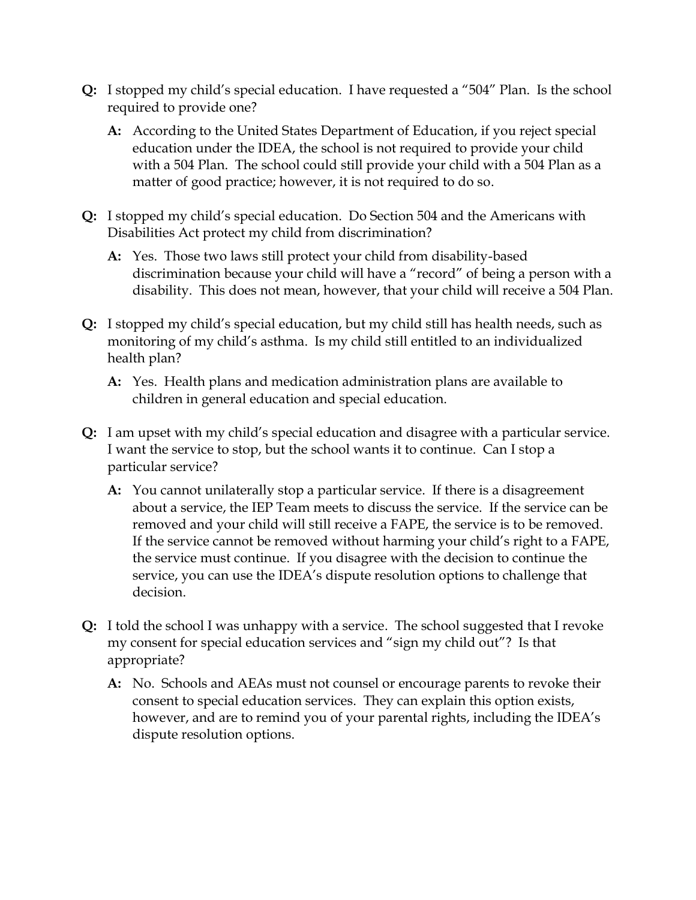**Q:** I stopped my child's special education. I have requested a "504" Plan. Is the school required to provide one?

> **A:** According to the United States Department of Education, if you reject special education under the IDEA, the school is not required to provide your child with a 504 Plan. The school could still provide your child with a 504 Plan as a matter of good practice; however, it is not required to do so.

**Q:** I stopped my child's special education. Do Section 504 and the Americans with Disabilities Act protect my child from discrimination?

> **A:** Yes. Those two laws still protect your child from disability-based discrimination because your child will have a "record" of being a person with a disability. This does not mean, however, that your child will receive a 504 Plan.

**Q:** I stopped my child's special education, but my child still has health needs, such as monitoring of my child's asthma. Is my child still entitled to an individualized health plan?

> **A:** Yes. Health plans and medication administration plans are available to children in general education and special education.

**Q:** I am upset with my child's special education and disagree with a particular service. I want the service to stop, but the school wants it to continue. Can I stop a particular service?

> **A:** You cannot unilaterally stop a particular service. If there is a disagreement about a service, the IEP Team meets to discuss the service. If the service can be removed and your child will still receive a FAPE, the service is to be removed. If the service cannot be removed without harming your child's right to a FAPE, the service must continue. If you disagree with the decision to continue the service, you can use the IDEA's dispute resolution options to challenge that decision.

**Q:** I told the school I was unhappy with a service. The school suggested that I revoke my consent for special education services and "sign my child out"? Is that appropriate?

> **A:** No. Schools and AEAs must not counsel or encourage parents to revoke their consent to special education services. They can explain this option exists, however, and are to remind you of your parental rights, including the IDEA's dispute resolution options.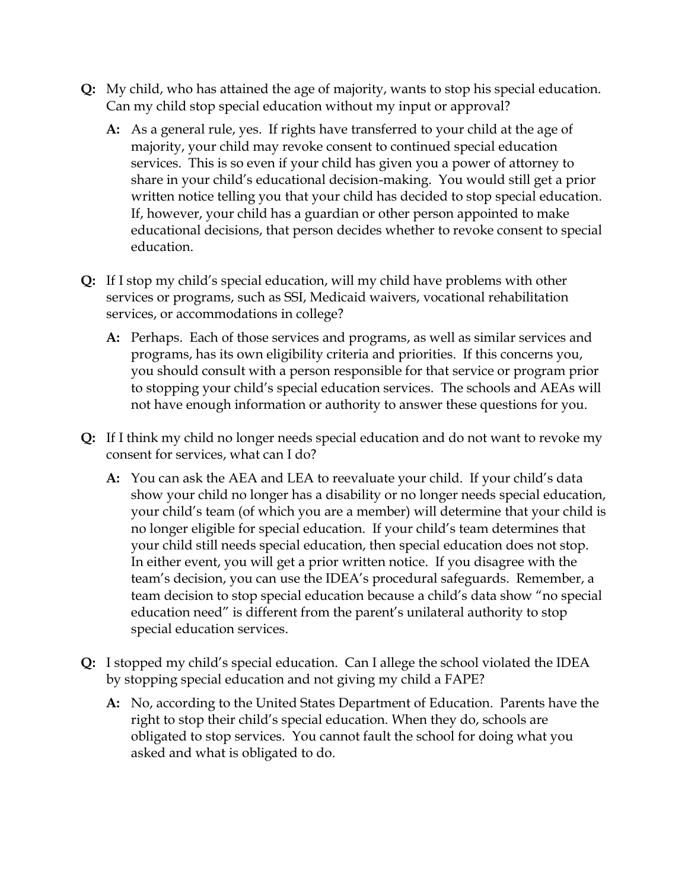**Q:** My child, who has attained the age of majority, wants to stop his special education. Can my child stop special education without my input or approval?

> **A:** As a general rule, yes. If rights have transferred to your child at the age of majority, your child may revoke consent to continued special education services. This is so even if your child has given you a power of attorney to share in your child's educational decision-making. You would still get a prior written notice telling you that your child has decided to stop special education. If, however, your child has a guardian or other person appointed to make educational decisions, that person decides whether to revoke consent to special education.

**Q:** If I stop my child's special education, will my child have problems with other services or programs, such as SSI, Medicaid waivers, vocational rehabilitation services, or accommodations in college?

> **A:** Perhaps. Each of those services and programs, as well as similar services and programs, has its own eligibility criteria and priorities. If this concerns you, you should consult with a person responsible for that service or program prior to stopping your child's special education services. The schools and AEAs will not have enough information or authority to answer these questions for you.

**Q:** If I think my child no longer needs special education and do not want to revoke my consent for services, what can I do?

> **A:** You can ask the AEA and LEA to reevaluate your child. If your child's data show your child no longer has a disability or no longer needs special education, your child's team (of which you are a member) will determine that your child is no longer eligible for special education. If your child's team determines that your child still needs special education, then special education does not stop. In either event, you will get a prior written notice. If you disagree with the team's decision, you can use the IDEA's procedural safeguards. Remember, a team decision to stop special education because a child's data show "no special education need" is different from the parent's unilateral authority to stop special education services.

**Q:** I stopped my child's special education. Can I allege the school violated the IDEA by stopping special education and not giving my child a FAPE?

> **A:** No, according to the United States Department of Education. Parents have the right to stop their child's special education. When they do, schools are obligated to stop services. You cannot fault the school for doing what you asked and what is obligated to do.